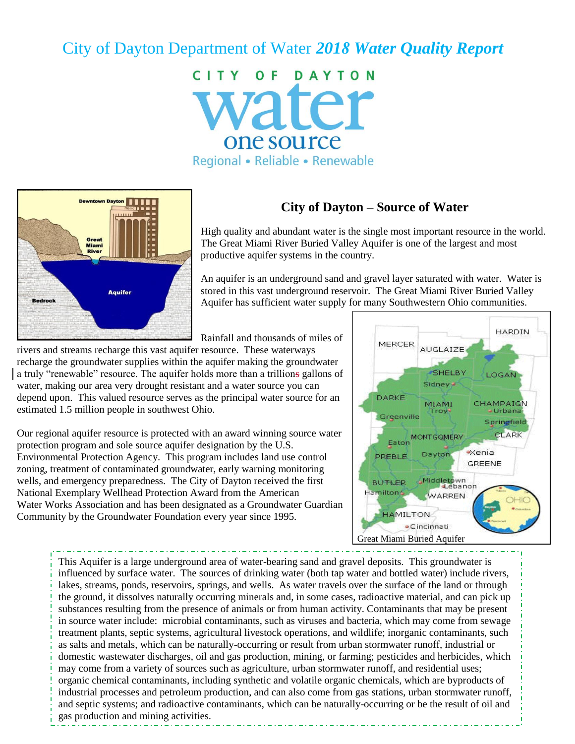# City of Dayton Department of Water *2018 Water Quality Report*

CITY OF DAYTON
water
one source
Regional • Reliable • Renewable

## City of Dayton – Source of Water

High quality and abundant water is the single most important resource in the world. The Great Miami River Buried Valley Aquifer is one of the largest and most productive aquifer systems in the country.

An aquifer is an underground sand and gravel layer saturated with water. Water is stored in this vast underground reservoir. The Great Miami River Buried Valley Aquifer has sufficient water supply for many Southwestern Ohio communities.

Rainfall and thousands of miles of rivers and streams recharge this vast aquifer resource. These waterways recharge the groundwater supplies within the aquifer making the groundwater a truly "renewable" resource. The aquifer holds more than a trillions gallons of water, making our area very drought resistant and a water source you can depend upon. This valued resource serves as the principal water source for an estimated 1.5 million people in southwest Ohio.

Our regional aquifer resource is protected with an award winning source water protection program and sole source aquifer designation by the U.S. Environmental Protection Agency. This program includes land use control zoning, treatment of contaminated groundwater, early warning monitoring wells, and emergency preparedness. The City of Dayton received the first National Exemplary Wellhead Protection Award from the American Water Works Association and has been designated as a Groundwater Guardian Community by the Groundwater Foundation every year since 1995.

Great Miami Buried Aquifer

This Aquifer is a large underground area of water-bearing sand and gravel deposits. This groundwater is influenced by surface water. The sources of drinking water (both tap water and bottled water) include rivers, lakes, streams, ponds, reservoirs, springs, and wells. As water travels over the surface of the land or through the ground, it dissolves naturally occurring minerals and, in some cases, radioactive material, and can pick up substances resulting from the presence of animals or from human activity. Contaminants that may be present in source water include: microbial contaminants, such as viruses and bacteria, which may come from sewage treatment plants, septic systems, agricultural livestock operations, and wildlife; inorganic contaminants, such as salts and metals, which can be naturally-occurring or result from urban stormwater runoff, industrial or domestic wastewater discharges, oil and gas production, mining, or farming; pesticides and herbicides, which may come from a variety of sources such as agriculture, urban stormwater runoff, and residential uses; organic chemical contaminants, including synthetic and volatile organic chemicals, which are byproducts of industrial processes and petroleum production, and can also come from gas stations, urban stormwater runoff, and septic systems; and radioactive contaminants, which can be naturally-occurring or be the result of oil and gas production and mining activities.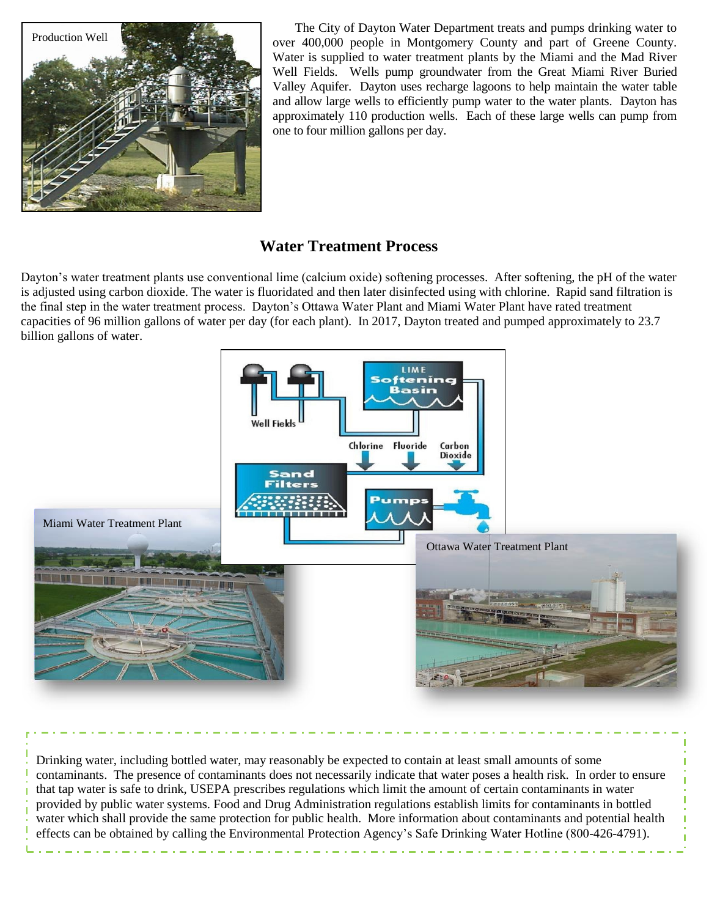The City of Dayton Water Department treats and pumps drinking water to over 400,000 people in Montgomery County and part of Greene County. Water is supplied to water treatment plants by the Miami and the Mad River Well Fields. Wells pump groundwater from the Great Miami River Buried Valley Aquifer. Dayton uses recharge lagoons to help maintain the water table and allow large wells to efficiently pump water to the water plants. Dayton has approximately 110 production wells. Each of these large wells can pump from one to four million gallons per day.

## Water Treatment Process

Dayton's water treatment plants use conventional lime (calcium oxide) softening processes. After softening, the pH of the water is adjusted using carbon dioxide. The water is fluoridated and then later disinfected using with chlorine. Rapid sand filtration is the final step in the water treatment process. Dayton's Ottawa Water Plant and Miami Water Plant have rated treatment capacities of 96 million gallons of water per day (for each plant). In 2017, Dayton treated and pumped approximately to 23.7 billion gallons of water.

Drinking water, including bottled water, may reasonably be expected to contain at least small amounts of some contaminants. The presence of contaminants does not necessarily indicate that water poses a health risk. In order to ensure that tap water is safe to drink, USEPA prescribes regulations which limit the amount of certain contaminants in water provided by public water systems. Food and Drug Administration regulations establish limits for contaminants in bottled water which shall provide the same protection for public health. More information about contaminants and potential health effects can be obtained by calling the Environmental Protection Agency's Safe Drinking Water Hotline (800-426-4791).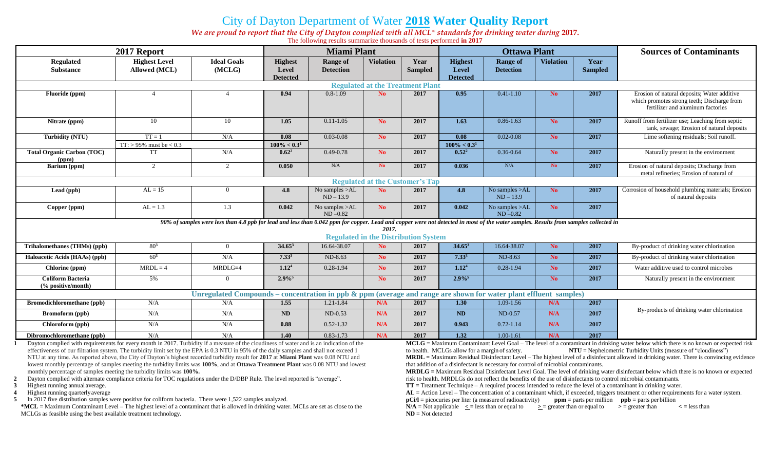# City of Dayton Department of Water 2018 Water Quality Report

*We are proud to report that the City of Dayton complied with all MCL\* standards for drinking water during* **2017.**

The following results summarize thousands of tests performed **in 2017**

| 2017 Report | | | Miami Plant | | | | Ottawa Plant | | | | Sources of Contaminants |
|---|---|---|---|---|---|---|---|---|---|---|---|
| **Regulated Substance** | **Highest Level Allowed (MCL)** | **Ideal Goals (MCLG)** | **Highest Level Detected** | **Range of Detection** | **Violation** | **Year Sampled** | **Highest Level Detected** | **Range of Detection** | **Violation** | **Year Sampled** | |
| **Regulated at the Treatment Plant** | | | | | | | | | | | |
| **Fluoride (ppm)** | 4 | 4 | **0.94** | 0.8-1.09 | **No** | **2017** | **0.95** | 0.41-1.10 | **No** | **2017** | Erosion of natural deposits; Water additive which promotes strong teeth; Discharge from fertilizer and aluminum factories |
| **Nitrate (ppm)** | 10 | 10 | **1.05** | 0.11-1.05 | **No** | **2017** | **1.63** | 0.86-1.63 | **No** | **2017** | Runoff from fertilizer use; Leaching from septic tank, sewage; Erosion of natural deposits |
| **Turbidity (NTU)** | TT = 1 | N/A | **0.08** | 0.03-0.08 | **No** | **2017** | **0.08** | 0.02-0.08 | **No** | **2017** | Lime softening residuals; Soil runoff. |
| | TT: > 95% must be < 0.3 | | **100% < 0.3[1]** | | | | **100% < 0.3[1]** | | | | |
| **Total Organic Carbon (TOC) (ppm)** | TT | N/A | **0.62[2]** | 0.49-0.78 | **No** | **2017** | **0.52[2]** | 0.36-0.64 | **No** | **2017** | Naturally present in the environment |
| **Barium (ppm)** | 2 | 2 | **0.050** | N/A | **No** | **2017** | **0.036** | N/A | **No** | **2017** | Erosion of natural deposits; Discharge from metal refineries; Erosion of natural of |
| **Regulated at the Customer's Tap** | | | | | | | | | | | |
| **Lead (ppb)** | AL = 15 | 0 | **4.8** | No samples >AL ND – 13.9 | **No** | **2017** | **4.8** | No samples >AL ND – 13.9 | **No** | **2017** | Corrosion of household plumbing materials; Erosion of natural deposits |
| **Copper (ppm)** | AL = 1.3 | 1.3 | **0.042** | No samples >AL ND –0.82 | **No** | **2017** | **0.042** | No samples >AL ND –0.82 | **No** | **2017** | |
| ***90% of samples were less than 4.8 ppb for lead and less than 0.042 ppm for copper. Lead and copper were not detected in most of the water samples. Results from samples collected in 2017.*** | | | | | | | | | | | |
| **Regulated in the Distribution System** | | | | | | | | | | | |
| **Trihalomethanes (THMs) (ppb)** | 80[3] | 0 | **34.65[3]** | 16.64-38.07 | **No** | **2017** | **34.65[3]** | 16.64-38.07 | **No** | **2017** | By-product of drinking water chlorination |
| **Haloacetic Acids (HAAs) (ppb)** | 60[3] | N/A | **7.33[3]** | ND-8.63 | **No** | **2017** | **7.33[3]** | ND-8.63 | **No** | **2017** | By-product of drinking water chlorination |
| **Chlorine (ppm)** | MRDL = 4 | MRDLG=4 | **1.12[4]** | 0.28-1.94 | **No** | **2017** | **1.12[4]** | 0.28-1.94 | **No** | **2017** | Water additive used to control microbes |
| **Coliform Bacteria (% positive/month)** | 5% | 0 | **2.9%[5]** | | **No** | **2017** | **2.9%[5]** | | **No** | **2017** | Naturally present in the environment |
| **Unregulated Compounds – concentration in ppb & ppm (average and range are shown for water plant effluent samples)** | | | | | | | | | | | |
| **Bromodichloromethane (ppb)** | N/A | N/A | **1.55** | 1.21-1.84 | **N/A** | **2017** | **1.30** | 1.09-1.56 | **N/A** | **2017** | By-products of drinking water chlorination |
| **Bromoform (ppb)** | N/A | N/A | **ND** | ND-0.53 | **N/A** | **2017** | **ND** | ND-0.57 | **N/A** | **2017** | |
| **Chloroform (ppb)** | N/A | N/A | **0.88** | 0.52-1.32 | **N/A** | **2017** | **0.943** | 0.72-1.14 | **N/A** | **2017** | |
| **Dibromochloromethane (ppb)** | N/A | N/A | **1.40** | 0.83-1.73 | **N/A** | **2017** | **1.32** | 1.00-1.61 | **N/A** | **2017** | |

1. Dayton complied with requirements for every month in 2017. Turbidity if a measure of the cloudiness of water and is an indication of the effectiveness of our filtration system. The turbidity limit set by the EPA is 0.3 NTU in 95% of the daily samples and shall not exceed 1 NTU at any time. As reported above, the City of Dayton's highest recorded turbidity result for **2017** at **Miami Plant** was 0.08 NTU and lowest monthly percentage of samples meeting the turbidity limits was **100%**, and at **Ottawa Treatment Plant** was 0.08 NTU and lowest monthly percentage of samples meeting the turbidity limits was **100%.**
2. Dayton complied with alternate compliance criteria for TOC regulations under the D/DBP Rule. The level reported is "average".
3. Highest running annual average.
4. Highest running quarterly average
5. In 2017 five distribution samples were positive for coliform bacteria. There were 1,522 samples analyzed.

**\*MCL** = Maximum Contaminant Level – The highest level of a contaminant that is allowed in drinking water. MCLs are set as close to the MCLGs as feasible using the best available treatment technology.

**MCLG** = Maximum Contaminant Level Goal – The level of a contaminant in drinking water below which there is no known or expected risk to health. MCLGs allow for a margin of safety. **NTU** = Nephelometric Turbidity Units (measure of "cloudiness")

**MRDL =** Maximum Residual Disinfectant Level – The highest level of a disinfectant allowed in drinking water. There is convincing evidence that addition of a disinfectant is necessary for control of microbial contaminants.

**MRDLG =** Maximum Residual Disinfectant Level Goal. The level of drinking water disinfectant below which there is no known or expected risk to health. MRDLGs do not reflect the benefits of the use of disinfectants to control microbial contaminants.

**TT =** Treatment Technique – A required process intended to reduce the level of a contaminant in drinking water.

**AL =** Action Level – The concentration of a contaminant which, if exceeded, triggers treatment or other requirements for a water system.

**pCi/l** = picocuries per liter (a measure of radioactivity) **ppm** = parts per million **ppb** = parts per billion

**N/A** = Not applicable **≤ =** less than or equal to **≥ =** greater than or equal to **> =** greater than **< =** less than

**ND** = Not detected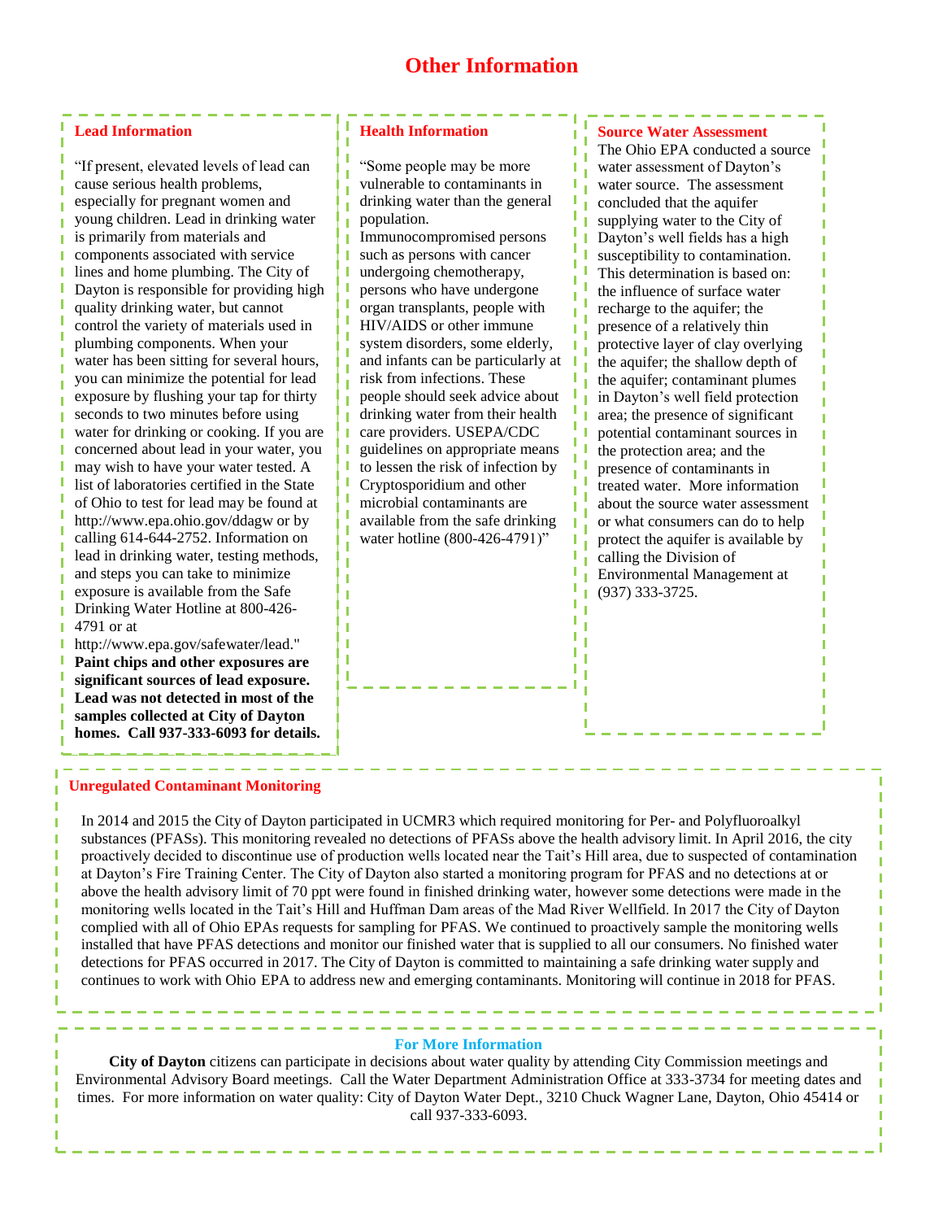# Other Information

## Lead Information

"If present, elevated levels of lead can cause serious health problems, especially for pregnant women and young children. Lead in drinking water is primarily from materials and components associated with service lines and home plumbing. The City of Dayton is responsible for providing high quality drinking water, but cannot control the variety of materials used in plumbing components. When your water has been sitting for several hours, you can minimize the potential for lead exposure by flushing your tap for thirty seconds to two minutes before using water for drinking or cooking. If you are concerned about lead in your water, you may wish to have your water tested. A list of laboratories certified in the State of Ohio to test for lead may be found at http://www.epa.ohio.gov/ddagw or by calling 614-644-2752. Information on lead in drinking water, testing methods, and steps you can take to minimize exposure is available from the Safe Drinking Water Hotline at 800-426-4791 or at http://www.epa.gov/safewater/lead." **Paint chips and other exposures are significant sources of lead exposure. Lead was not detected in most of the samples collected at City of Dayton homes. Call 937-333-6093 for details.**

## Health Information

"Some people may be more vulnerable to contaminants in drinking water than the general population. Immunocompromised persons such as persons with cancer undergoing chemotherapy, persons who have undergone organ transplants, people with HIV/AIDS or other immune system disorders, some elderly, and infants can be particularly at risk from infections. These people should seek advice about drinking water from their health care providers. USEPA/CDC guidelines on appropriate means to lessen the risk of infection by Cryptosporidium and other microbial contaminants are available from the safe drinking water hotline (800-426-4791)"

## Source Water Assessment

The Ohio EPA conducted a source water assessment of Dayton's water source. The assessment concluded that the aquifer supplying water to the City of Dayton's well fields has a high susceptibility to contamination. This determination is based on: the influence of surface water recharge to the aquifer; the presence of a relatively thin protective layer of clay overlying the aquifer; the shallow depth of the aquifer; contaminant plumes in Dayton's well field protection area; the presence of significant potential contaminant sources in the protection area; and the presence of contaminants in treated water. More information about the source water assessment or what consumers can do to help protect the aquifer is available by calling the Division of Environmental Management at (937) 333-3725.

## Unregulated Contaminant Monitoring

In 2014 and 2015 the City of Dayton participated in UCMR3 which required monitoring for Per- and Polyfluoroalkyl substances (PFASs). This monitoring revealed no detections of PFASs above the health advisory limit. In April 2016, the city proactively decided to discontinue use of production wells located near the Tait's Hill area, due to suspected of contamination at Dayton's Fire Training Center. The City of Dayton also started a monitoring program for PFAS and no detections at or above the health advisory limit of 70 ppt were found in finished drinking water, however some detections were made in the monitoring wells located in the Tait's Hill and Huffman Dam areas of the Mad River Wellfield. In 2017 the City of Dayton complied with all of Ohio EPAs requests for sampling for PFAS. We continued to proactively sample the monitoring wells installed that have PFAS detections and monitor our finished water that is supplied to all our consumers. No finished water detections for PFAS occurred in 2017. The City of Dayton is committed to maintaining a safe drinking water supply and continues to work with Ohio EPA to address new and emerging contaminants. Monitoring will continue in 2018 for PFAS.

## For More Information

**City of Dayton** citizens can participate in decisions about water quality by attending City Commission meetings and Environmental Advisory Board meetings. Call the Water Department Administration Office at 333-3734 for meeting dates and times. For more information on water quality: City of Dayton Water Dept., 3210 Chuck Wagner Lane, Dayton, Ohio 45414 or call 937-333-6093.